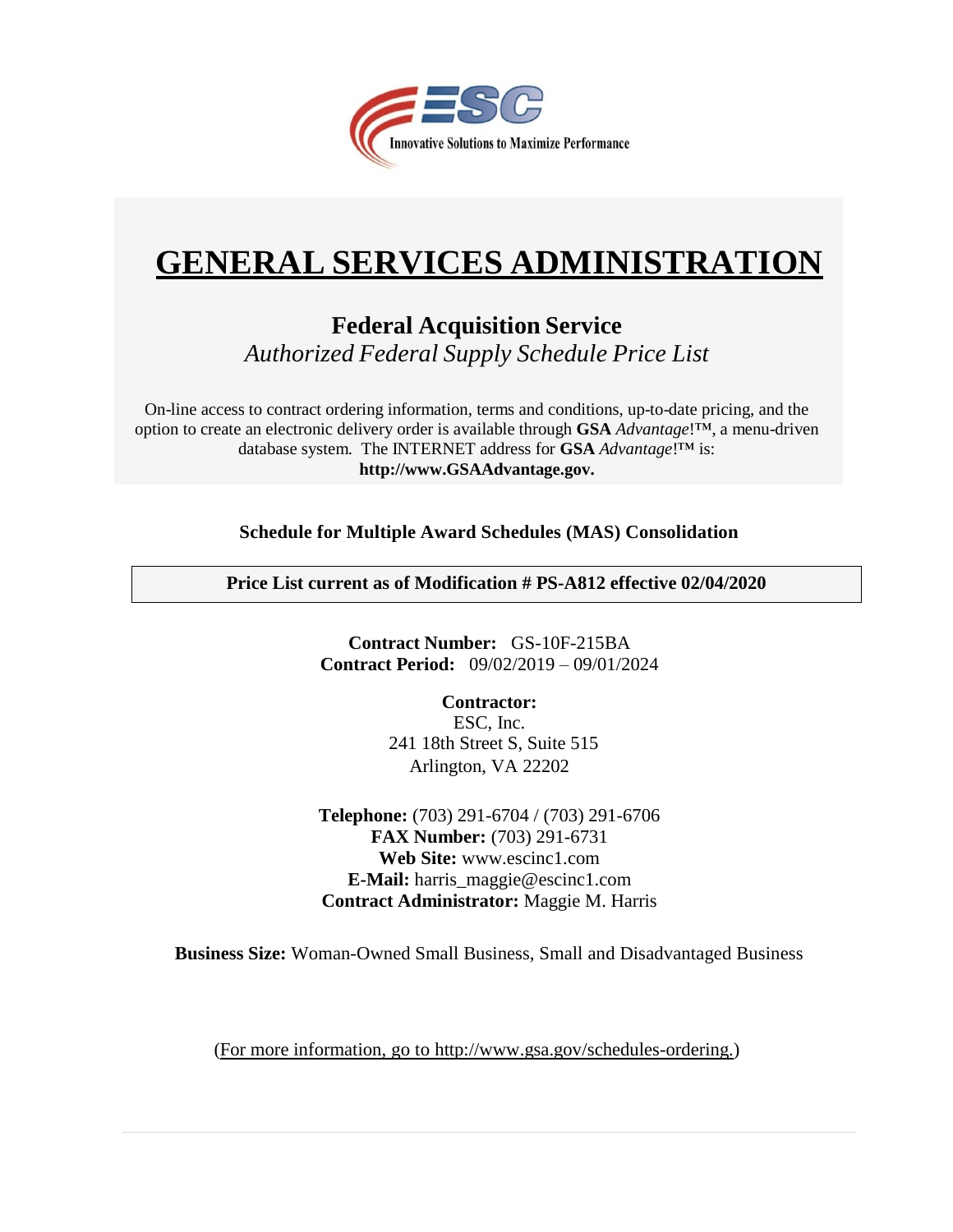ESC

Innovative Solutions to Maximize Performance

# GENERAL SERVICES ADMINISTRATION

## Federal Acquisition Service

*Authorized Federal Supply Schedule Price List*

On-line access to contract ordering information, terms and conditions, up-to-date pricing, and the option to create an electronic delivery order is available through **GSA** *Advantage*!™, a menu-driven database system. The INTERNET address for **GSA** *Advantage*!™ is: **http://www.GSAAdvantage.gov.**

**Schedule for Multiple Award Schedules (MAS) Consolidation**

**Price List current as of Modification # PS-A812 effective 02/04/2020**

**Contract Number:** GS-10F-215BA
**Contract Period:** 09/02/2019 – 09/01/2024

**Contractor:**
ESC, Inc.
241 18th Street S, Suite 515
Arlington, VA 22202

**Telephone:** (703) 291-6704 / (703) 291-6706
**FAX Number:** (703) 291-6731
**Web Site:** www.escinc1.com
**E-Mail:** harris_maggie@escinc1.com
**Contract Administrator:** Maggie M. Harris

**Business Size:** Woman-Owned Small Business, Small and Disadvantaged Business

(For more information, go to http://www.gsa.gov/schedules-ordering.)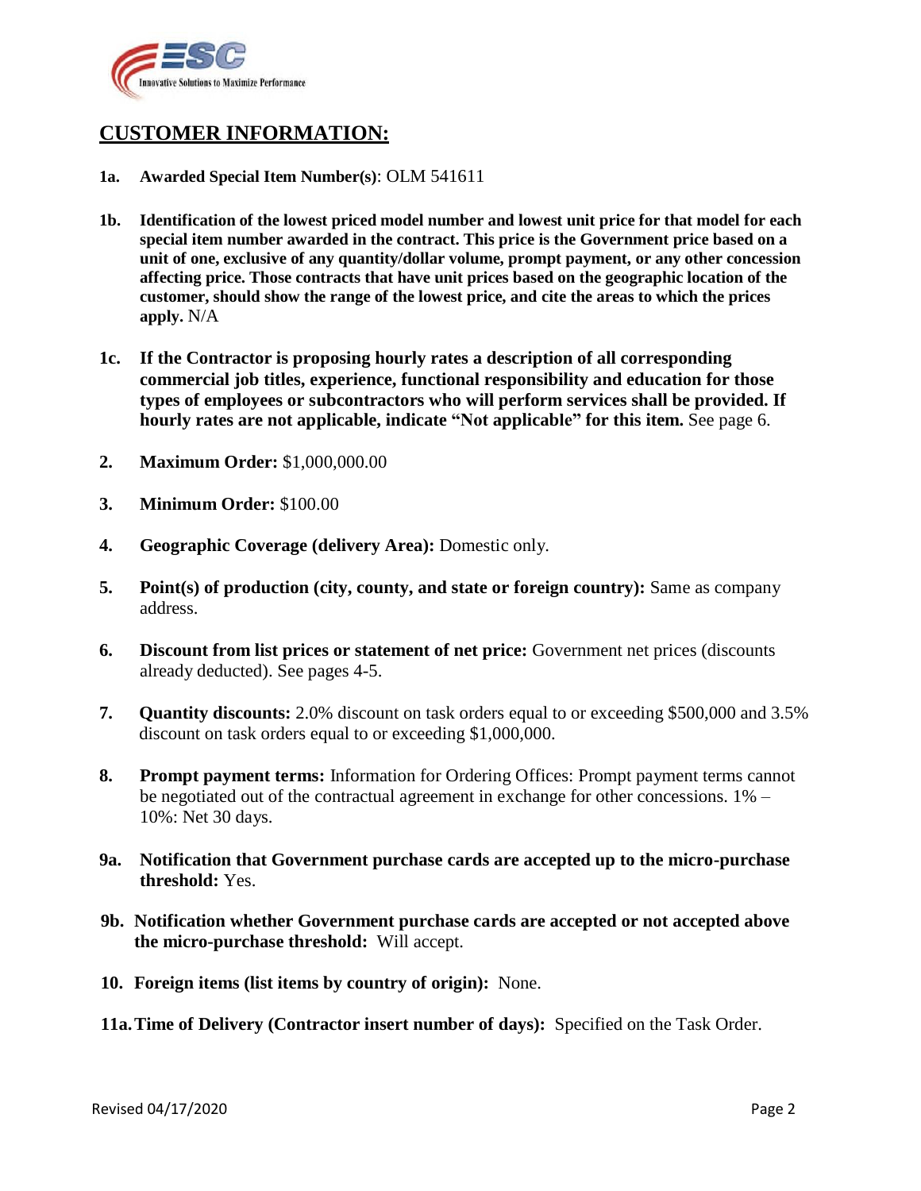## CUSTOMER INFORMATION:

**1a. Awarded Special Item Number(s)**: OLM 541611

**1b. Identification of the lowest priced model number and lowest unit price for that model for each special item number awarded in the contract. This price is the Government price based on a unit of one, exclusive of any quantity/dollar volume, prompt payment, or any other concession affecting price. Those contracts that have unit prices based on the geographic location of the customer, should show the range of the lowest price, and cite the areas to which the prices apply.** N/A

**1c. If the Contractor is proposing hourly rates a description of all corresponding commercial job titles, experience, functional responsibility and education for those types of employees or subcontractors who will perform services shall be provided. If hourly rates are not applicable, indicate "Not applicable" for this item.** See page 6.

**2. Maximum Order:** $1,000,000.00

**3. Minimum Order:** $100.00

**4. Geographic Coverage (delivery Area):** Domestic only.

**5. Point(s) of production (city, county, and state or foreign country):** Same as company address.

**6. Discount from list prices or statement of net price:** Government net prices (discounts already deducted). See pages 4-5.

**7. Quantity discounts:** 2.0% discount on task orders equal to or exceeding $500,000 and 3.5% discount on task orders equal to or exceeding $1,000,000.

**8. Prompt payment terms:** Information for Ordering Offices: Prompt payment terms cannot be negotiated out of the contractual agreement in exchange for other concessions. 1% – 10%: Net 30 days.

**9a. Notification that Government purchase cards are accepted up to the micro-purchase threshold:** Yes.

**9b. Notification whether Government purchase cards are accepted or not accepted above the micro-purchase threshold:** Will accept.

**10. Foreign items (list items by country of origin):** None.

**11a. Time of Delivery (Contractor insert number of days):** Specified on the Task Order.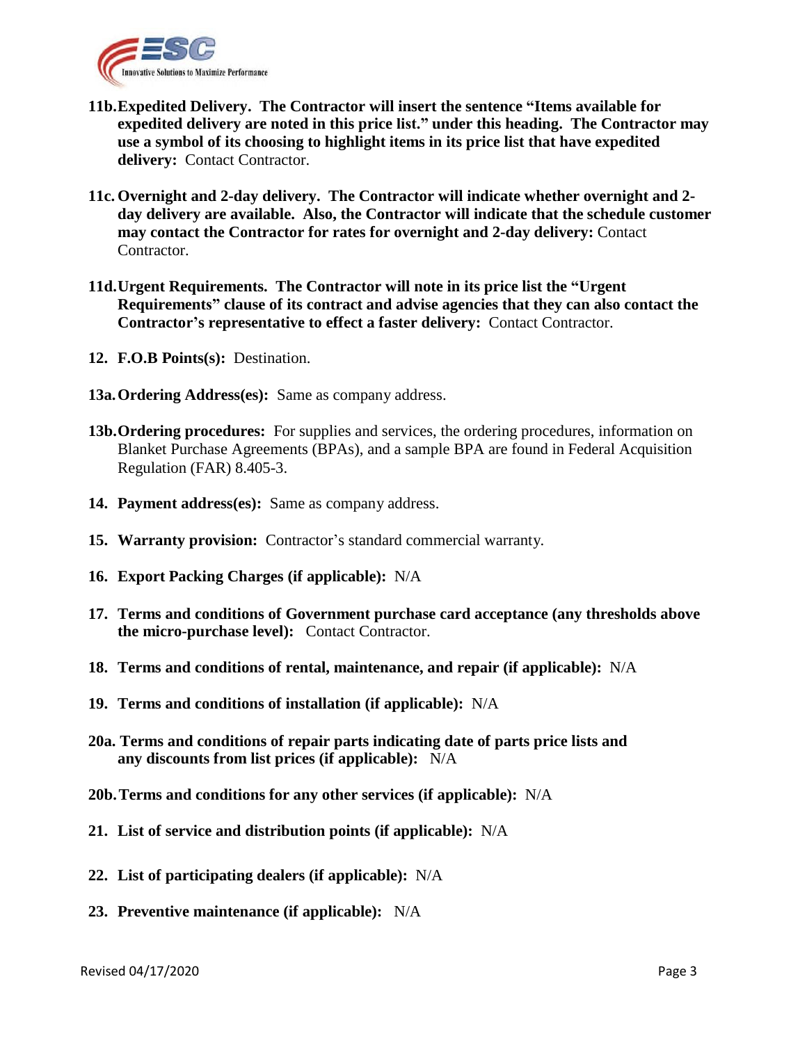**11b. Expedited Delivery. The Contractor will insert the sentence "Items available for expedited delivery are noted in this price list." under this heading. The Contractor may use a symbol of its choosing to highlight items in its price list that have expedited delivery:** Contact Contractor.

**11c. Overnight and 2-day delivery. The Contractor will indicate whether overnight and 2-day delivery are available. Also, the Contractor will indicate that the schedule customer may contact the Contractor for rates for overnight and 2-day delivery:** Contact Contractor.

**11d. Urgent Requirements. The Contractor will note in its price list the "Urgent Requirements" clause of its contract and advise agencies that they can also contact the Contractor's representative to effect a faster delivery:** Contact Contractor.

**12. F.O.B Points(s):** Destination.

**13a. Ordering Address(es):** Same as company address.

**13b. Ordering procedures:** For supplies and services, the ordering procedures, information on Blanket Purchase Agreements (BPAs), and a sample BPA are found in Federal Acquisition Regulation (FAR) 8.405-3.

**14. Payment address(es):** Same as company address.

**15. Warranty provision:** Contractor's standard commercial warranty.

**16. Export Packing Charges (if applicable):** N/A

**17. Terms and conditions of Government purchase card acceptance (any thresholds above the micro-purchase level):** Contact Contractor.

**18. Terms and conditions of rental, maintenance, and repair (if applicable):** N/A

**19. Terms and conditions of installation (if applicable):** N/A

**20a. Terms and conditions of repair parts indicating date of parts price lists and any discounts from list prices (if applicable):** N/A

**20b. Terms and conditions for any other services (if applicable):** N/A

**21. List of service and distribution points (if applicable):** N/A

**22. List of participating dealers (if applicable):** N/A

**23. Preventive maintenance (if applicable):** N/A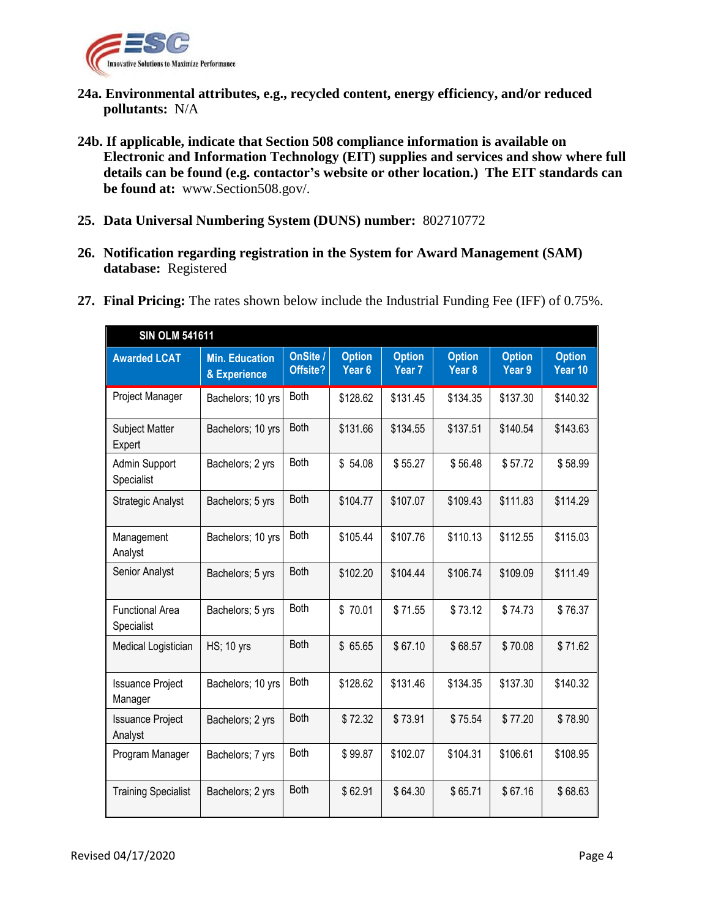**24a. Environmental attributes, e.g., recycled content, energy efficiency, and/or reduced pollutants:** N/A

**24b. If applicable, indicate that Section 508 compliance information is available on Electronic and Information Technology (EIT) supplies and services and show where full details can be found (e.g. contactor's website or other location.) The EIT standards can be found at:** www.Section508.gov/.

**25. Data Universal Numbering System (DUNS) number:** 802710772

**26. Notification regarding registration in the System for Award Management (SAM) database:** Registered

**27. Final Pricing:** The rates shown below include the Industrial Funding Fee (IFF) of 0.75%.

| SIN OLM 541611 | | | | | | | |
|---|---|---|---|---|---|---|---|
| **Awarded LCAT** | **Min. Education & Experience** | **OnSite / Offsite?** | **Option Year 6** | **Option Year 7** | **Option Year 8** | **Option Year 9** | **Option Year 10** |
| Project Manager | Bachelors; 10 yrs | Both | $128.62 | $131.45 | $134.35 | $137.30 | $140.32 |
| Subject Matter Expert | Bachelors; 10 yrs | Both | $131.66 | $134.55 | $137.51 | $140.54 | $143.63 |
| Admin Support Specialist | Bachelors; 2 yrs | Both | $ 54.08 | $ 55.27 | $ 56.48 | $ 57.72 | $ 58.99 |
| Strategic Analyst | Bachelors; 5 yrs | Both | $104.77 | $107.07 | $109.43 | $111.83 | $114.29 |
| Management Analyst | Bachelors; 10 yrs | Both | $105.44 | $107.76 | $110.13 | $112.55 | $115.03 |
| Senior Analyst | Bachelors; 5 yrs | Both | $102.20 | $104.44 | $106.74 | $109.09 | $111.49 |
| Functional Area Specialist | Bachelors; 5 yrs | Both | $ 70.01 | $ 71.55 | $ 73.12 | $ 74.73 | $ 76.37 |
| Medical Logistician | HS; 10 yrs | Both | $ 65.65 | $ 67.10 | $ 68.57 | $ 70.08 | $ 71.62 |
| Issuance Project Manager | Bachelors; 10 yrs | Both | $128.62 | $131.46 | $134.35 | $137.30 | $140.32 |
| Issuance Project Analyst | Bachelors; 2 yrs | Both | $ 72.32 | $ 73.91 | $ 75.54 | $ 77.20 | $ 78.90 |
| Program Manager | Bachelors; 7 yrs | Both | $ 99.87 | $102.07 | $104.31 | $106.61 | $108.95 |
| Training Specialist | Bachelors; 2 yrs | Both | $ 62.91 | $ 64.30 | $ 65.71 | $ 67.16 | $ 68.63 |

Revised 04/17/2020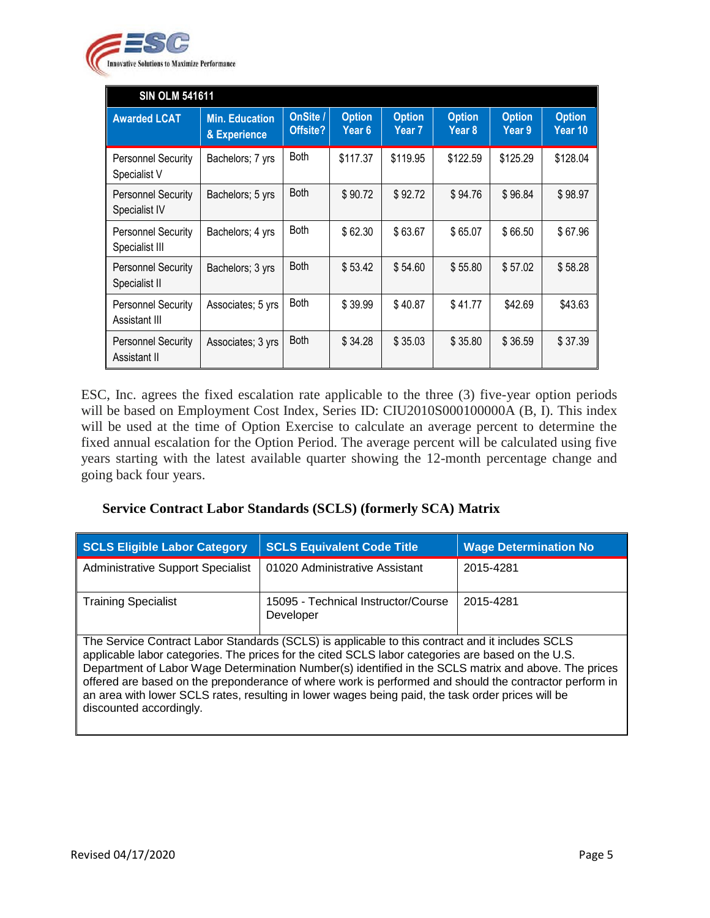| SIN OLM 541611 | | | | | | | |
|---|---|---|---|---|---|---|---|
| **Awarded LCAT** | **Min. Education & Experience** | **OnSite / Offsite?** | **Option Year 6** | **Option Year 7** | **Option Year 8** | **Option Year 9** | **Option Year 10** |
| Personnel Security Specialist V | Bachelors; 7 yrs | Both | $117.37 | $119.95 | $122.59 | $125.29 | $128.04 |
| Personnel Security Specialist IV | Bachelors; 5 yrs | Both | $ 90.72 | $ 92.72 | $ 94.76 | $ 96.84 | $ 98.97 |
| Personnel Security Specialist III | Bachelors; 4 yrs | Both | $ 62.30 | $ 63.67 | $ 65.07 | $ 66.50 | $ 67.96 |
| Personnel Security Specialist II | Bachelors; 3 yrs | Both | $ 53.42 | $ 54.60 | $ 55.80 | $ 57.02 | $ 58.28 |
| Personnel Security Assistant III | Associates; 5 yrs | Both | $ 39.99 | $ 40.87 | $ 41.77 | $42.69 | $43.63 |
| Personnel Security Assistant II | Associates; 3 yrs | Both | $ 34.28 | $ 35.03 | $ 35.80 | $ 36.59 | $ 37.39 |

ESC, Inc. agrees the fixed escalation rate applicable to the three (3) five-year option periods will be based on Employment Cost Index, Series ID: CIU2010S000100000A (B, I). This index will be used at the time of Option Exercise to calculate an average percent to determine the fixed annual escalation for the Option Period. The average percent will be calculated using five years starting with the latest available quarter showing the 12-month percentage change and going back four years.

**Service Contract Labor Standards (SCLS) (formerly SCA) Matrix**

| SCLS Eligible Labor Category | SCLS Equivalent Code Title | Wage Determination No |
|---|---|---|
| Administrative Support Specialist | 01020 Administrative Assistant | 2015-4281 |
| Training Specialist | 15095 - Technical Instructor/Course Developer | 2015-4281 |
| The Service Contract Labor Standards (SCLS) is applicable to this contract and it includes SCLS applicable labor categories. The prices for the cited SCLS labor categories are based on the U.S. Department of Labor Wage Determination Number(s) identified in the SCLS matrix and above. The prices offered are based on the preponderance of where work is performed and should the contractor perform in an area with lower SCLS rates, resulting in lower wages being paid, the task order prices will be discounted accordingly. | | |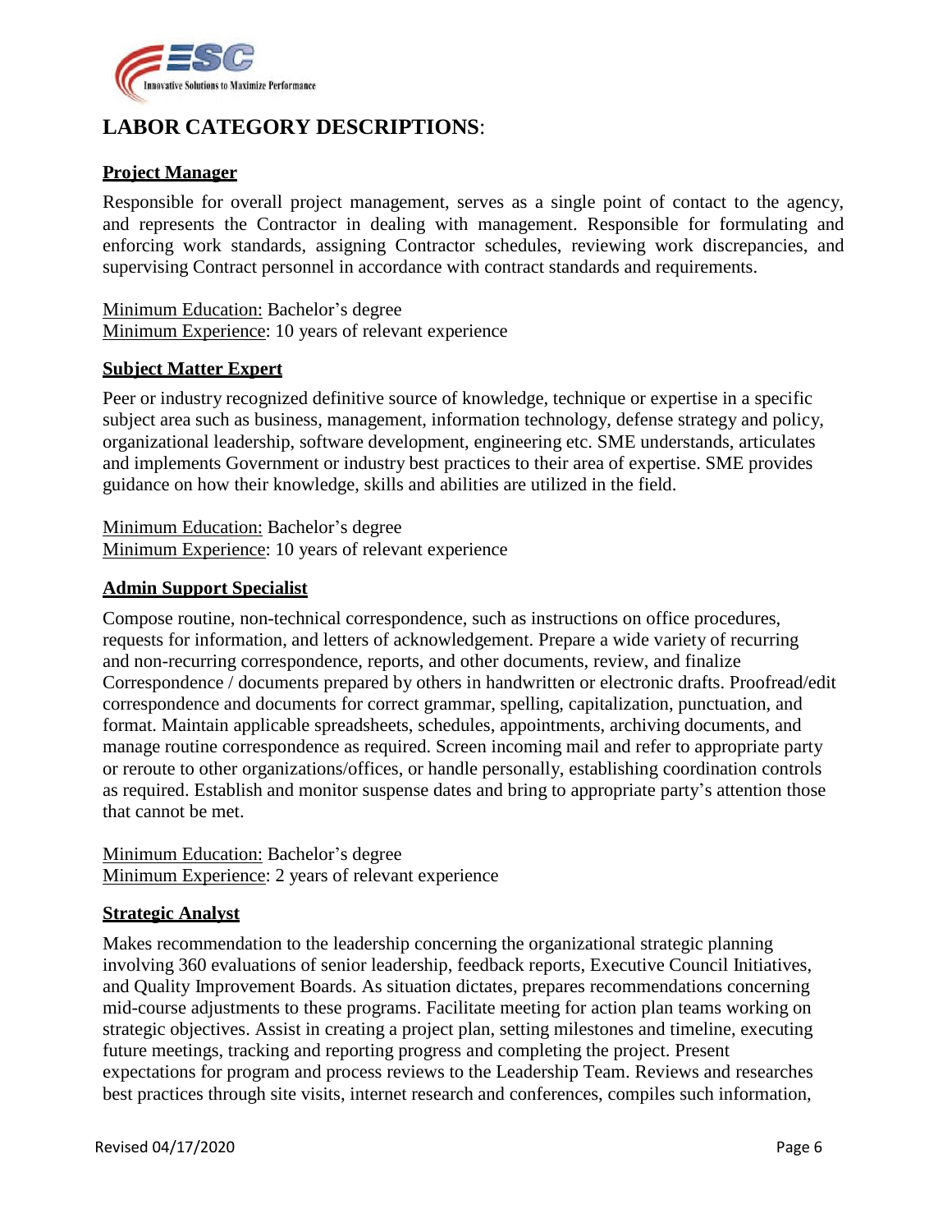# LABOR CATEGORY DESCRIPTIONS:

## Project Manager

Responsible for overall project management, serves as a single point of contact to the agency, and represents the Contractor in dealing with management. Responsible for formulating and enforcing work standards, assigning Contractor schedules, reviewing work discrepancies, and supervising Contract personnel in accordance with contract standards and requirements.

Minimum Education: Bachelor's degree
Minimum Experience: 10 years of relevant experience

## Subject Matter Expert

Peer or industry recognized definitive source of knowledge, technique or expertise in a specific subject area such as business, management, information technology, defense strategy and policy, organizational leadership, software development, engineering etc. SME understands, articulates and implements Government or industry best practices to their area of expertise. SME provides guidance on how their knowledge, skills and abilities are utilized in the field.

Minimum Education: Bachelor's degree
Minimum Experience: 10 years of relevant experience

## Admin Support Specialist

Compose routine, non-technical correspondence, such as instructions on office procedures, requests for information, and letters of acknowledgement. Prepare a wide variety of recurring and non-recurring correspondence, reports, and other documents, review, and finalize Correspondence / documents prepared by others in handwritten or electronic drafts. Proofread/edit correspondence and documents for correct grammar, spelling, capitalization, punctuation, and format. Maintain applicable spreadsheets, schedules, appointments, archiving documents, and manage routine correspondence as required. Screen incoming mail and refer to appropriate party or reroute to other organizations/offices, or handle personally, establishing coordination controls as required. Establish and monitor suspense dates and bring to appropriate party's attention those that cannot be met.

Minimum Education: Bachelor's degree
Minimum Experience: 2 years of relevant experience

## Strategic Analyst

Makes recommendation to the leadership concerning the organizational strategic planning involving 360 evaluations of senior leadership, feedback reports, Executive Council Initiatives, and Quality Improvement Boards. As situation dictates, prepares recommendations concerning mid-course adjustments to these programs. Facilitate meeting for action plan teams working on strategic objectives. Assist in creating a project plan, setting milestones and timeline, executing future meetings, tracking and reporting progress and completing the project. Present expectations for program and process reviews to the Leadership Team. Reviews and researches best practices through site visits, internet research and conferences, compiles such information,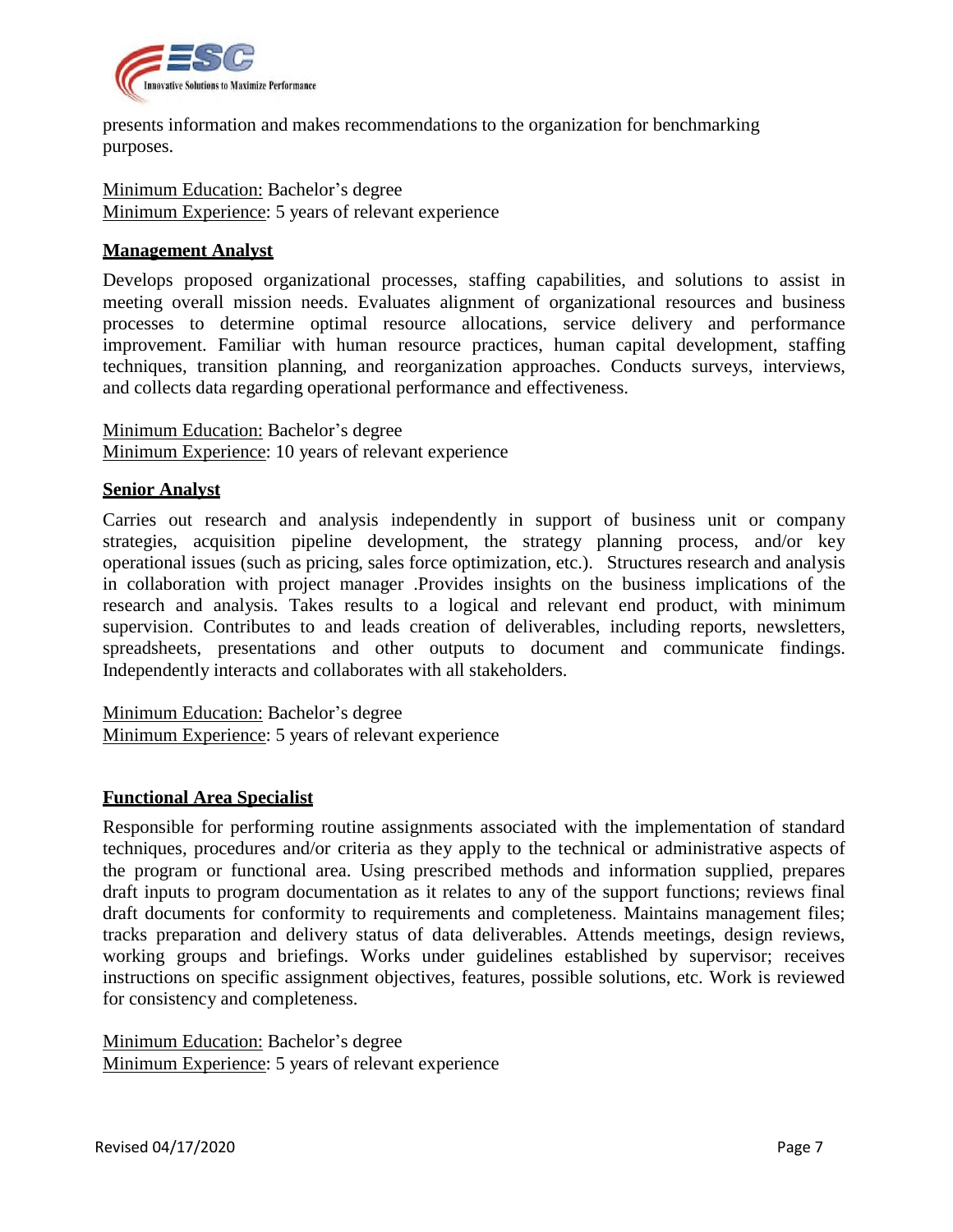presents information and makes recommendations to the organization for benchmarking purposes.

Minimum Education: Bachelor's degree
Minimum Experience: 5 years of relevant experience

**Management Analyst**

Develops proposed organizational processes, staffing capabilities, and solutions to assist in meeting overall mission needs. Evaluates alignment of organizational resources and business processes to determine optimal resource allocations, service delivery and performance improvement. Familiar with human resource practices, human capital development, staffing techniques, transition planning, and reorganization approaches. Conducts surveys, interviews, and collects data regarding operational performance and effectiveness.

Minimum Education: Bachelor's degree
Minimum Experience: 10 years of relevant experience

**Senior Analyst**

Carries out research and analysis independently in support of business unit or company strategies, acquisition pipeline development, the strategy planning process, and/or key operational issues (such as pricing, sales force optimization, etc.). Structures research and analysis in collaboration with project manager .Provides insights on the business implications of the research and analysis. Takes results to a logical and relevant end product, with minimum supervision. Contributes to and leads creation of deliverables, including reports, newsletters, spreadsheets, presentations and other outputs to document and communicate findings. Independently interacts and collaborates with all stakeholders.

Minimum Education: Bachelor's degree
Minimum Experience: 5 years of relevant experience

**Functional Area Specialist**

Responsible for performing routine assignments associated with the implementation of standard techniques, procedures and/or criteria as they apply to the technical or administrative aspects of the program or functional area. Using prescribed methods and information supplied, prepares draft inputs to program documentation as it relates to any of the support functions; reviews final draft documents for conformity to requirements and completeness. Maintains management files; tracks preparation and delivery status of data deliverables. Attends meetings, design reviews, working groups and briefings. Works under guidelines established by supervisor; receives instructions on specific assignment objectives, features, possible solutions, etc. Work is reviewed for consistency and completeness.

Minimum Education: Bachelor's degree
Minimum Experience: 5 years of relevant experience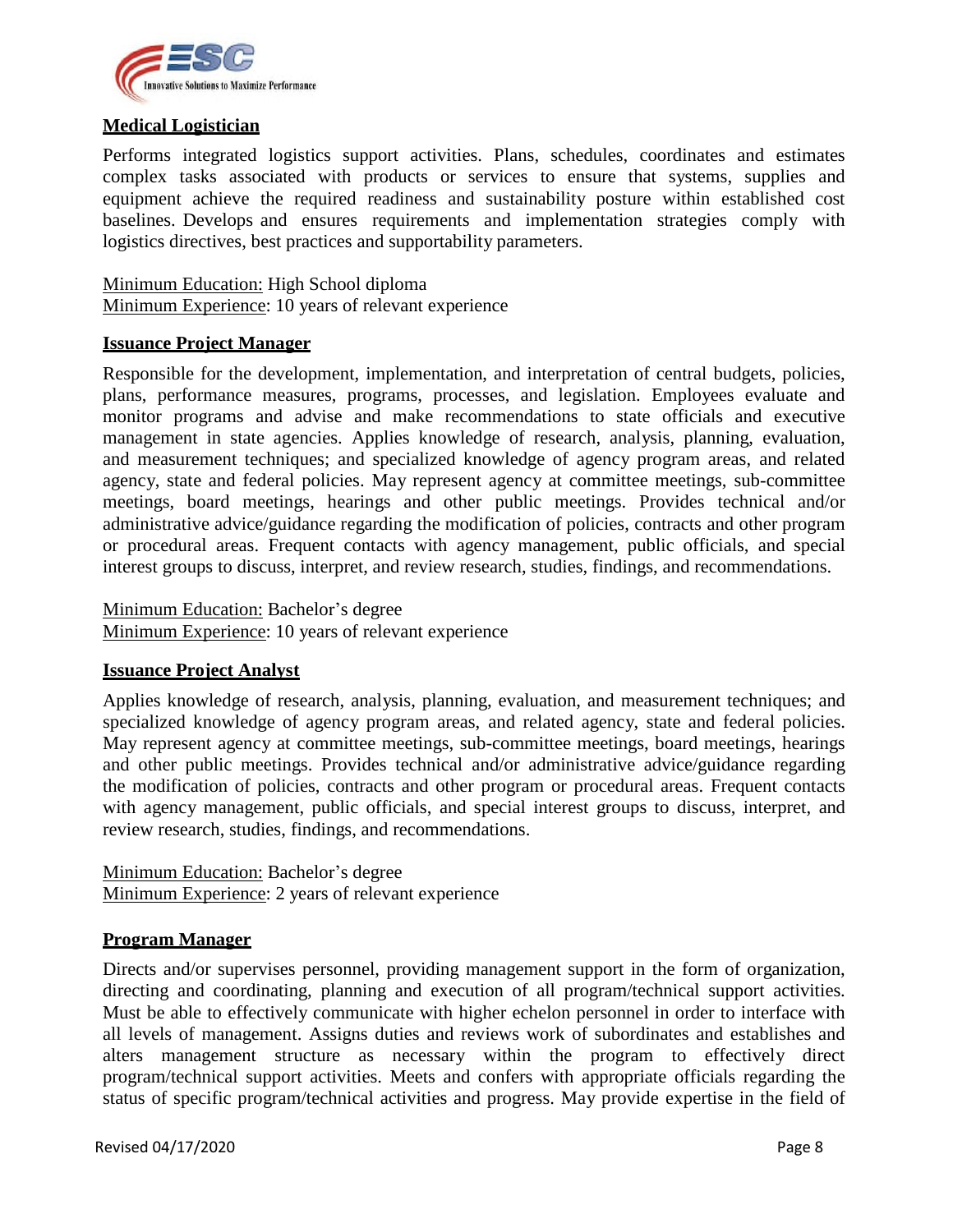## Medical Logistician

Performs integrated logistics support activities. Plans, schedules, coordinates and estimates complex tasks associated with products or services to ensure that systems, supplies and equipment achieve the required readiness and sustainability posture within established cost baselines. Develops and ensures requirements and implementation strategies comply with logistics directives, best practices and supportability parameters.

Minimum Education: High School diploma
Minimum Experience: 10 years of relevant experience

## Issuance Project Manager

Responsible for the development, implementation, and interpretation of central budgets, policies, plans, performance measures, programs, processes, and legislation. Employees evaluate and monitor programs and advise and make recommendations to state officials and executive management in state agencies. Applies knowledge of research, analysis, planning, evaluation, and measurement techniques; and specialized knowledge of agency program areas, and related agency, state and federal policies. May represent agency at committee meetings, sub-committee meetings, board meetings, hearings and other public meetings. Provides technical and/or administrative advice/guidance regarding the modification of policies, contracts and other program or procedural areas. Frequent contacts with agency management, public officials, and special interest groups to discuss, interpret, and review research, studies, findings, and recommendations.

Minimum Education: Bachelor's degree
Minimum Experience: 10 years of relevant experience

## Issuance Project Analyst

Applies knowledge of research, analysis, planning, evaluation, and measurement techniques; and specialized knowledge of agency program areas, and related agency, state and federal policies. May represent agency at committee meetings, sub-committee meetings, board meetings, hearings and other public meetings. Provides technical and/or administrative advice/guidance regarding the modification of policies, contracts and other program or procedural areas. Frequent contacts with agency management, public officials, and special interest groups to discuss, interpret, and review research, studies, findings, and recommendations.

Minimum Education: Bachelor's degree
Minimum Experience: 2 years of relevant experience

## Program Manager

Directs and/or supervises personnel, providing management support in the form of organization, directing and coordinating, planning and execution of all program/technical support activities. Must be able to effectively communicate with higher echelon personnel in order to interface with all levels of management. Assigns duties and reviews work of subordinates and establishes and alters management structure as necessary within the program to effectively direct program/technical support activities. Meets and confers with appropriate officials regarding the status of specific program/technical activities and progress. May provide expertise in the field of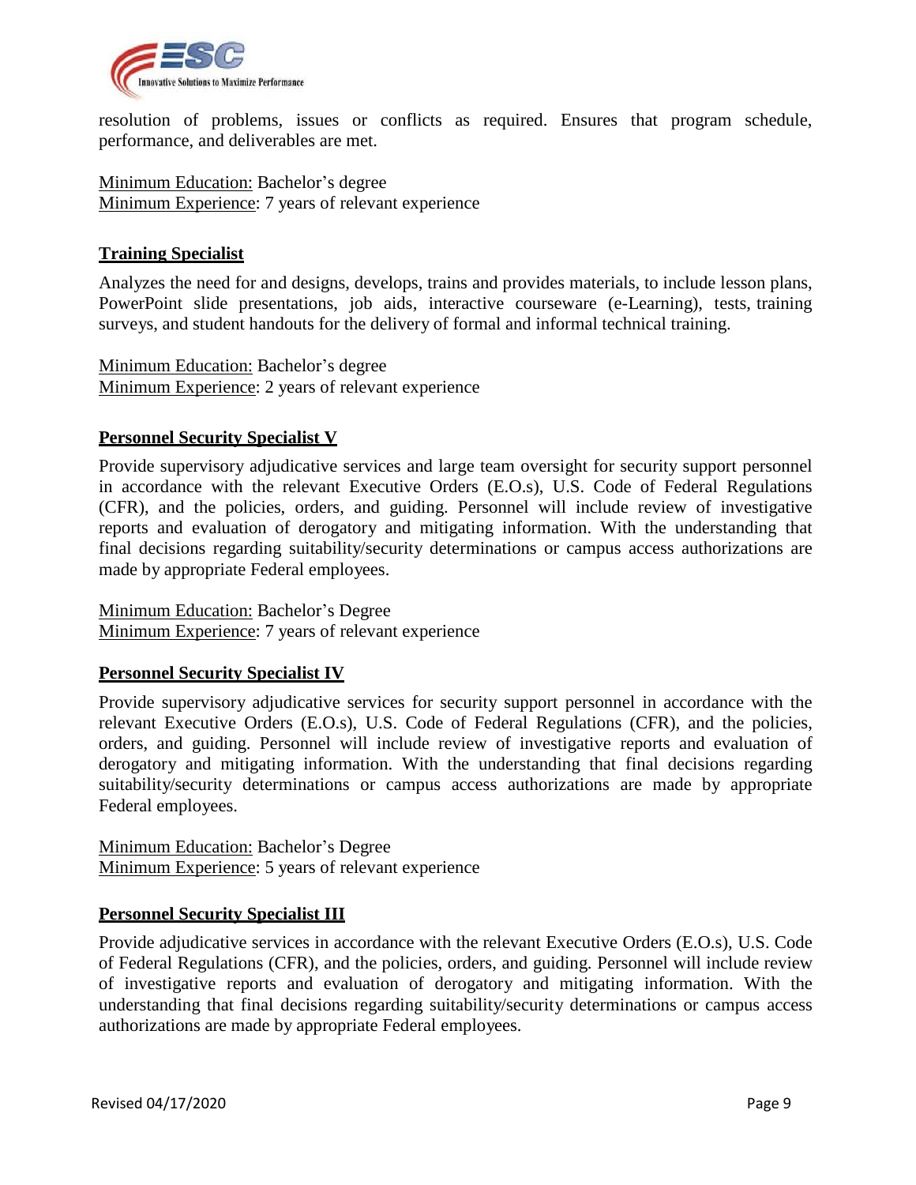resolution of problems, issues or conflicts as required. Ensures that program schedule, performance, and deliverables are met.

Minimum Education: Bachelor's degree
Minimum Experience: 7 years of relevant experience

**Training Specialist**

Analyzes the need for and designs, develops, trains and provides materials, to include lesson plans, PowerPoint slide presentations, job aids, interactive courseware (e-Learning), tests, training surveys, and student handouts for the delivery of formal and informal technical training.

Minimum Education: Bachelor's degree
Minimum Experience: 2 years of relevant experience

**Personnel Security Specialist V**

Provide supervisory adjudicative services and large team oversight for security support personnel in accordance with the relevant Executive Orders (E.O.s), U.S. Code of Federal Regulations (CFR), and the policies, orders, and guiding. Personnel will include review of investigative reports and evaluation of derogatory and mitigating information. With the understanding that final decisions regarding suitability/security determinations or campus access authorizations are made by appropriate Federal employees.

Minimum Education: Bachelor's Degree
Minimum Experience: 7 years of relevant experience

**Personnel Security Specialist IV**

Provide supervisory adjudicative services for security support personnel in accordance with the relevant Executive Orders (E.O.s), U.S. Code of Federal Regulations (CFR), and the policies, orders, and guiding. Personnel will include review of investigative reports and evaluation of derogatory and mitigating information. With the understanding that final decisions regarding suitability/security determinations or campus access authorizations are made by appropriate Federal employees.

Minimum Education: Bachelor's Degree
Minimum Experience: 5 years of relevant experience

**Personnel Security Specialist III**

Provide adjudicative services in accordance with the relevant Executive Orders (E.O.s), U.S. Code of Federal Regulations (CFR), and the policies, orders, and guiding. Personnel will include review of investigative reports and evaluation of derogatory and mitigating information. With the understanding that final decisions regarding suitability/security determinations or campus access authorizations are made by appropriate Federal employees.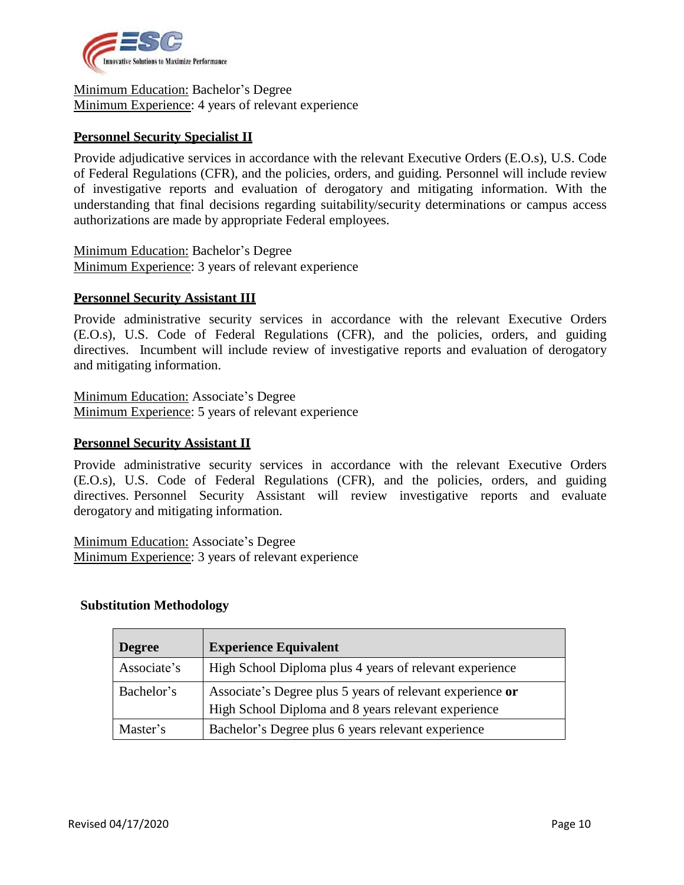Minimum Education: Bachelor's Degree
Minimum Experience: 4 years of relevant experience

### Personnel Security Specialist II

Provide adjudicative services in accordance with the relevant Executive Orders (E.O.s), U.S. Code of Federal Regulations (CFR), and the policies, orders, and guiding. Personnel will include review of investigative reports and evaluation of derogatory and mitigating information. With the understanding that final decisions regarding suitability/security determinations or campus access authorizations are made by appropriate Federal employees.

Minimum Education: Bachelor's Degree
Minimum Experience: 3 years of relevant experience

### Personnel Security Assistant III

Provide administrative security services in accordance with the relevant Executive Orders (E.O.s), U.S. Code of Federal Regulations (CFR), and the policies, orders, and guiding directives. Incumbent will include review of investigative reports and evaluation of derogatory and mitigating information.

Minimum Education: Associate's Degree
Minimum Experience: 5 years of relevant experience

### Personnel Security Assistant II

Provide administrative security services in accordance with the relevant Executive Orders (E.O.s), U.S. Code of Federal Regulations (CFR), and the policies, orders, and guiding directives. Personnel Security Assistant will review investigative reports and evaluate derogatory and mitigating information.

Minimum Education: Associate's Degree
Minimum Experience: 3 years of relevant experience

**Substitution Methodology**

| Degree | Experience Equivalent |
|---|---|
| Associate's | High School Diploma plus 4 years of relevant experience |
| Bachelor's | Associate's Degree plus 5 years of relevant experience **or** High School Diploma and 8 years relevant experience |
| Master's | Bachelor's Degree plus 6 years relevant experience |

Revised 04/17/2020